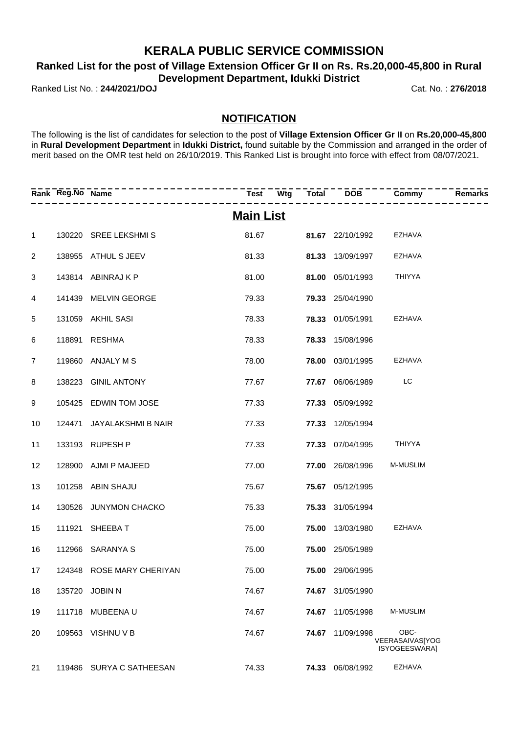# KERALA PUBLIC SERVICE COMMISSION

## Ranked List for the post of Village Extension Officer Gr II on Rs. Rs.20,000-45,800 in Rural Development Department, Idukki District

Ranked List No. : **244/2021/DOJ** Cat. No. : **276/2018**

### NOTIFICATION

The following is the list of candidates for selection to the post of **Village Extension Officer Gr II** on **Rs.20,000-45,800** in **Rural Development Department** in **Idukki District,** found suitable by the Commission and arranged in the order of merit based on the OMR test held on 26/10/2019. This Ranked List is brought into force with effect from 08/07/2021.

| Rank | Reg.No | Name | Test | Wtg | Total | DOB | Commy | Remarks |
|---|---|---|---|---|---|---|---|---|
| | | | **Main List** | | | | | |
| 1 | 130220 | SREE LEKSHMI S | 81.67 | | **81.67** | 22/10/1992 | EZHAVA | |
| 2 | 138955 | ATHUL S JEEV | 81.33 | | **81.33** | 13/09/1997 | EZHAVA | |
| 3 | 143814 | ABINRAJ K P | 81.00 | | **81.00** | 05/01/1993 | THIYYA | |
| 4 | 141439 | MELVIN GEORGE | 79.33 | | **79.33** | 25/04/1990 | | |
| 5 | 131059 | AKHIL SASI | 78.33 | | **78.33** | 01/05/1991 | EZHAVA | |
| 6 | 118891 | RESHMA | 78.33 | | **78.33** | 15/08/1996 | | |
| 7 | 119860 | ANJALY M S | 78.00 | | **78.00** | 03/01/1995 | EZHAVA | |
| 8 | 138223 | GINIL ANTONY | 77.67 | | **77.67** | 06/06/1989 | LC | |
| 9 | 105425 | EDWIN TOM JOSE | 77.33 | | **77.33** | 05/09/1992 | | |
| 10 | 124471 | JAYALAKSHMI B NAIR | 77.33 | | **77.33** | 12/05/1994 | | |
| 11 | 133193 | RUPESH P | 77.33 | | **77.33** | 07/04/1995 | THIYYA | |
| 12 | 128900 | AJMI P MAJEED | 77.00 | | **77.00** | 26/08/1996 | M-MUSLIM | |
| 13 | 101258 | ABIN SHAJU | 75.67 | | **75.67** | 05/12/1995 | | |
| 14 | 130526 | JUNYMON CHACKO | 75.33 | | **75.33** | 31/05/1994 | | |
| 15 | 111921 | SHEEBA T | 75.00 | | **75.00** | 13/03/1980 | EZHAVA | |
| 16 | 112966 | SARANYA S | 75.00 | | **75.00** | 25/05/1989 | | |
| 17 | 124348 | ROSE MARY CHERIYAN | 75.00 | | **75.00** | 29/06/1995 | | |
| 18 | 135720 | JOBIN N | 74.67 | | **74.67** | 31/05/1990 | | |
| 19 | 111718 | MUBEENA U | 74.67 | | **74.67** | 11/05/1998 | M-MUSLIM | |
| 20 | 109563 | VISHNU V B | 74.67 | | **74.67** | 11/09/1998 | OBC-VEERASAIVAS[YOGISYOGEESWARA] | |
| 21 | 119486 | SURYA C SATHEESAN | 74.33 | | **74.33** | 06/08/1992 | EZHAVA | |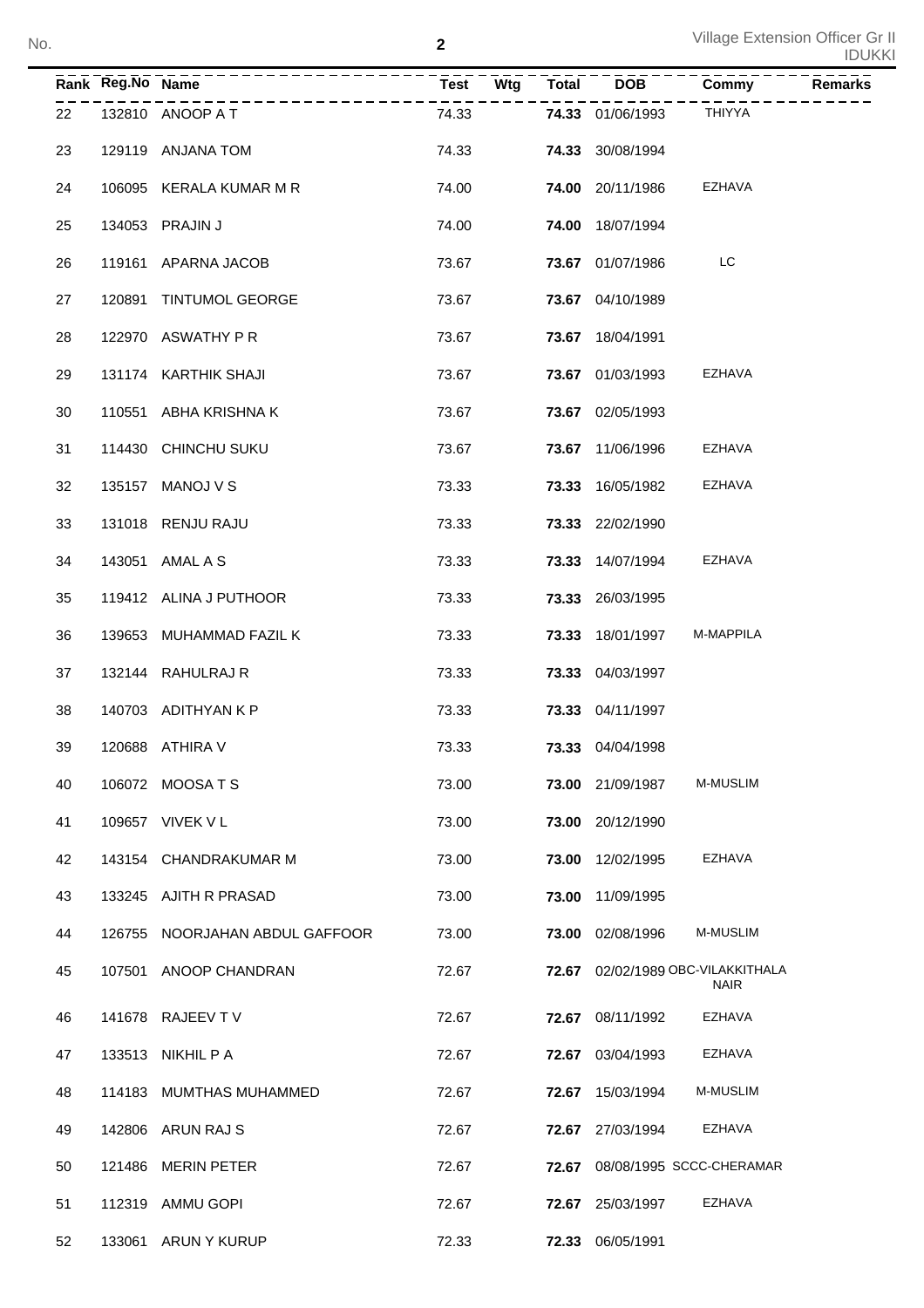| Rank | Reg.No | Name | Test | Wtg | Total | DOB | Commy | Remarks |
|---|---|---|---|---|---|---|---|---|
| 22 | 132810 | ANOOP A T | 74.33 | | **74.33** | 01/06/1993 | THIYYA | |
| 23 | 129119 | ANJANA TOM | 74.33 | | **74.33** | 30/08/1994 | | |
| 24 | 106095 | KERALA KUMAR M R | 74.00 | | **74.00** | 20/11/1986 | EZHAVA | |
| 25 | 134053 | PRAJIN J | 74.00 | | **74.00** | 18/07/1994 | | |
| 26 | 119161 | APARNA JACOB | 73.67 | | **73.67** | 01/07/1986 | LC | |
| 27 | 120891 | TINTUMOL GEORGE | 73.67 | | **73.67** | 04/10/1989 | | |
| 28 | 122970 | ASWATHY P R | 73.67 | | **73.67** | 18/04/1991 | | |
| 29 | 131174 | KARTHIK SHAJI | 73.67 | | **73.67** | 01/03/1993 | EZHAVA | |
| 30 | 110551 | ABHA KRISHNA K | 73.67 | | **73.67** | 02/05/1993 | | |
| 31 | 114430 | CHINCHU SUKU | 73.67 | | **73.67** | 11/06/1996 | EZHAVA | |
| 32 | 135157 | MANOJ V S | 73.33 | | **73.33** | 16/05/1982 | EZHAVA | |
| 33 | 131018 | RENJU RAJU | 73.33 | | **73.33** | 22/02/1990 | | |
| 34 | 143051 | AMAL A S | 73.33 | | **73.33** | 14/07/1994 | EZHAVA | |
| 35 | 119412 | ALINA J PUTHOOR | 73.33 | | **73.33** | 26/03/1995 | | |
| 36 | 139653 | MUHAMMAD FAZIL K | 73.33 | | **73.33** | 18/01/1997 | M-MAPPILA | |
| 37 | 132144 | RAHULRAJ R | 73.33 | | **73.33** | 04/03/1997 | | |
| 38 | 140703 | ADITHYAN K P | 73.33 | | **73.33** | 04/11/1997 | | |
| 39 | 120688 | ATHIRA V | 73.33 | | **73.33** | 04/04/1998 | | |
| 40 | 106072 | MOOSA T S | 73.00 | | **73.00** | 21/09/1987 | M-MUSLIM | |
| 41 | 109657 | VIVEK V L | 73.00 | | **73.00** | 20/12/1990 | | |
| 42 | 143154 | CHANDRAKUMAR M | 73.00 | | **73.00** | 12/02/1995 | EZHAVA | |
| 43 | 133245 | AJITH R PRASAD | 73.00 | | **73.00** | 11/09/1995 | | |
| 44 | 126755 | NOORJAHAN ABDUL GAFFOOR | 73.00 | | **73.00** | 02/08/1996 | M-MUSLIM | |
| 45 | 107501 | ANOOP CHANDRAN | 72.67 | | **72.67** | 02/02/1989 | OBC-VILAKKITHALA NAIR | |
| 46 | 141678 | RAJEEV T V | 72.67 | | **72.67** | 08/11/1992 | EZHAVA | |
| 47 | 133513 | NIKHIL P A | 72.67 | | **72.67** | 03/04/1993 | EZHAVA | |
| 48 | 114183 | MUMTHAS MUHAMMED | 72.67 | | **72.67** | 15/03/1994 | M-MUSLIM | |
| 49 | 142806 | ARUN RAJ S | 72.67 | | **72.67** | 27/03/1994 | EZHAVA | |
| 50 | 121486 | MERIN PETER | 72.67 | | **72.67** | 08/08/1995 | SCCC-CHERAMAR | |
| 51 | 112319 | AMMU GOPI | 72.67 | | **72.67** | 25/03/1997 | EZHAVA | |
| 52 | 133061 | ARUN Y KURUP | 72.33 | | **72.33** | 06/05/1991 | | |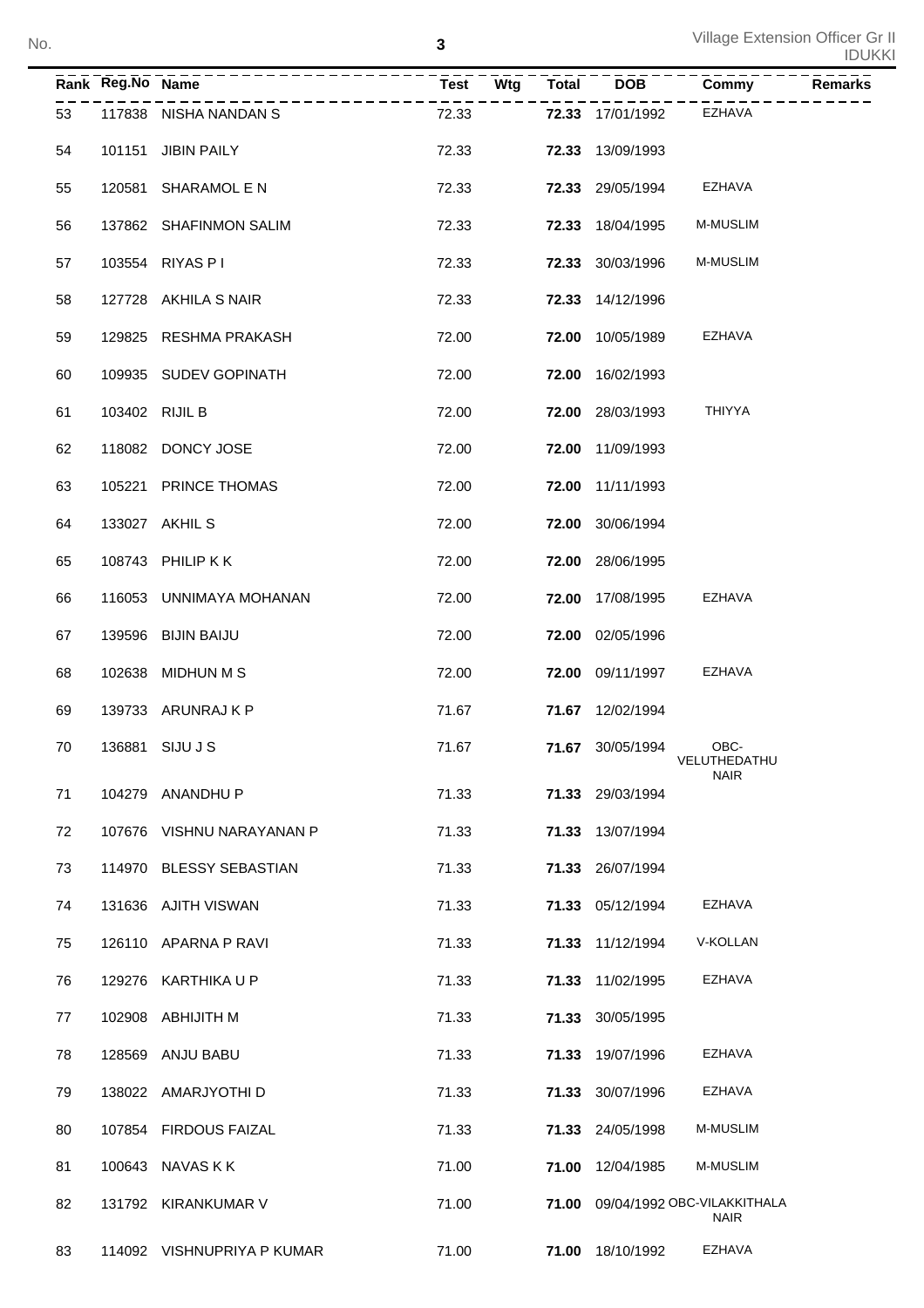| Rank | Reg.No | Name | Test | Wtg | Total | DOB | Commy | Remarks |
|---|---|---|---|---|---|---|---|---|
| 53 | 117838 | NISHA NANDAN S | 72.33 | | **72.33** | 17/01/1992 | EZHAVA | |
| 54 | 101151 | JIBIN PAILY | 72.33 | | **72.33** | 13/09/1993 | | |
| 55 | 120581 | SHARAMOL E N | 72.33 | | **72.33** | 29/05/1994 | EZHAVA | |
| 56 | 137862 | SHAFINMON SALIM | 72.33 | | **72.33** | 18/04/1995 | M-MUSLIM | |
| 57 | 103554 | RIYAS P I | 72.33 | | **72.33** | 30/03/1996 | M-MUSLIM | |
| 58 | 127728 | AKHILA S NAIR | 72.33 | | **72.33** | 14/12/1996 | | |
| 59 | 129825 | RESHMA PRAKASH | 72.00 | | **72.00** | 10/05/1989 | EZHAVA | |
| 60 | 109935 | SUDEV GOPINATH | 72.00 | | **72.00** | 16/02/1993 | | |
| 61 | 103402 | RIJIL B | 72.00 | | **72.00** | 28/03/1993 | THIYYA | |
| 62 | 118082 | DONCY JOSE | 72.00 | | **72.00** | 11/09/1993 | | |
| 63 | 105221 | PRINCE THOMAS | 72.00 | | **72.00** | 11/11/1993 | | |
| 64 | 133027 | AKHIL S | 72.00 | | **72.00** | 30/06/1994 | | |
| 65 | 108743 | PHILIP K K | 72.00 | | **72.00** | 28/06/1995 | | |
| 66 | 116053 | UNNIMAYA MOHANAN | 72.00 | | **72.00** | 17/08/1995 | EZHAVA | |
| 67 | 139596 | BIJIN BAIJU | 72.00 | | **72.00** | 02/05/1996 | | |
| 68 | 102638 | MIDHUN M S | 72.00 | | **72.00** | 09/11/1997 | EZHAVA | |
| 69 | 139733 | ARUNRAJ K P | 71.67 | | **71.67** | 12/02/1994 | | |
| 70 | 136881 | SIJU J S | 71.67 | | **71.67** | 30/05/1994 | OBC-VELUTHEDATHU NAIR | |
| 71 | 104279 | ANANDHU P | 71.33 | | **71.33** | 29/03/1994 | | |
| 72 | 107676 | VISHNU NARAYANAN P | 71.33 | | **71.33** | 13/07/1994 | | |
| 73 | 114970 | BLESSY SEBASTIAN | 71.33 | | **71.33** | 26/07/1994 | | |
| 74 | 131636 | AJITH VISWAN | 71.33 | | **71.33** | 05/12/1994 | EZHAVA | |
| 75 | 126110 | APARNA P RAVI | 71.33 | | **71.33** | 11/12/1994 | V-KOLLAN | |
| 76 | 129276 | KARTHIKA U P | 71.33 | | **71.33** | 11/02/1995 | EZHAVA | |
| 77 | 102908 | ABHIJITH M | 71.33 | | **71.33** | 30/05/1995 | | |
| 78 | 128569 | ANJU BABU | 71.33 | | **71.33** | 19/07/1996 | EZHAVA | |
| 79 | 138022 | AMARJYOTHI D | 71.33 | | **71.33** | 30/07/1996 | EZHAVA | |
| 80 | 107854 | FIRDOUS FAIZAL | 71.33 | | **71.33** | 24/05/1998 | M-MUSLIM | |
| 81 | 100643 | NAVAS K K | 71.00 | | **71.00** | 12/04/1985 | M-MUSLIM | |
| 82 | 131792 | KIRANKUMAR V | 71.00 | | **71.00** | 09/04/1992 | OBC-VILAKKITHALA NAIR | |
| 83 | 114092 | VISHNUPRIYA P KUMAR | 71.00 | | **71.00** | 18/10/1992 | EZHAVA | |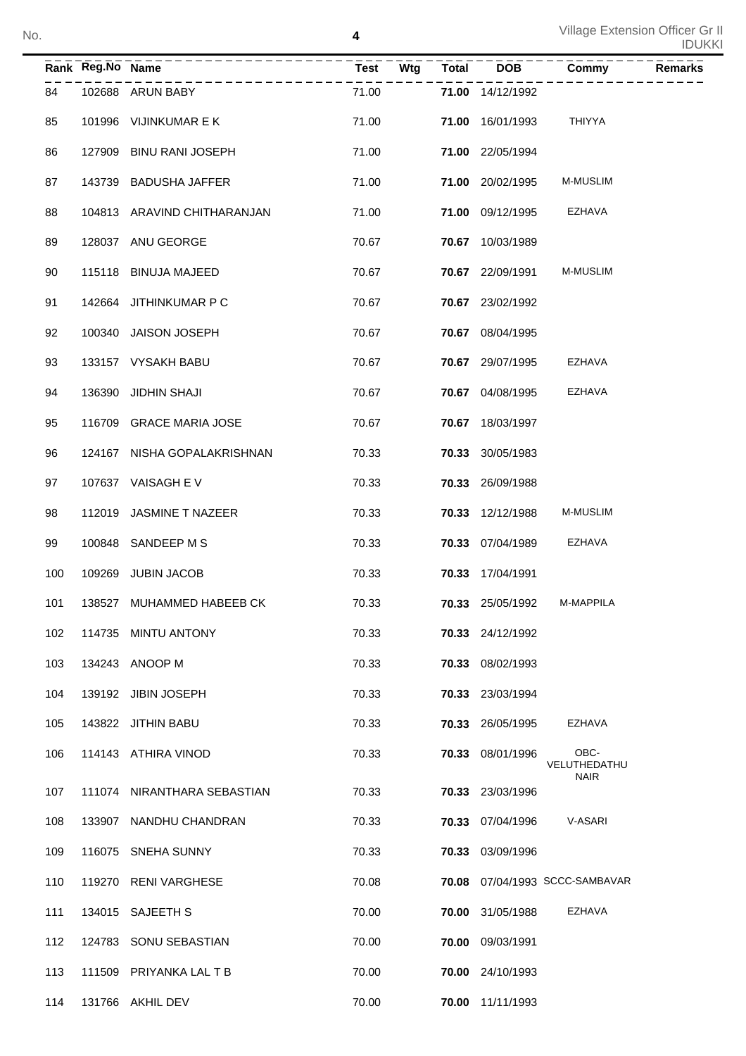| Rank | Reg.No | Name | Test | Wtg | Total | DOB | Commy | Remarks |
|---|---|---|---|---|---|---|---|---|
| 84 | 102688 | ARUN BABY | 71.00 | | **71.00** | 14/12/1992 | | |
| 85 | 101996 | VIJINKUMAR E K | 71.00 | | **71.00** | 16/01/1993 | THIYYA | |
| 86 | 127909 | BINU RANI JOSEPH | 71.00 | | **71.00** | 22/05/1994 | | |
| 87 | 143739 | BADUSHA JAFFER | 71.00 | | **71.00** | 20/02/1995 | M-MUSLIM | |
| 88 | 104813 | ARAVIND CHITHARANJAN | 71.00 | | **71.00** | 09/12/1995 | EZHAVA | |
| 89 | 128037 | ANU GEORGE | 70.67 | | **70.67** | 10/03/1989 | | |
| 90 | 115118 | BINUJA MAJEED | 70.67 | | **70.67** | 22/09/1991 | M-MUSLIM | |
| 91 | 142664 | JITHINKUMAR P C | 70.67 | | **70.67** | 23/02/1992 | | |
| 92 | 100340 | JAISON JOSEPH | 70.67 | | **70.67** | 08/04/1995 | | |
| 93 | 133157 | VYSAKH BABU | 70.67 | | **70.67** | 29/07/1995 | EZHAVA | |
| 94 | 136390 | JIDHIN SHAJI | 70.67 | | **70.67** | 04/08/1995 | EZHAVA | |
| 95 | 116709 | GRACE MARIA JOSE | 70.67 | | **70.67** | 18/03/1997 | | |
| 96 | 124167 | NISHA GOPALAKRISHNAN | 70.33 | | **70.33** | 30/05/1983 | | |
| 97 | 107637 | VAISAGH E V | 70.33 | | **70.33** | 26/09/1988 | | |
| 98 | 112019 | JASMINE T NAZEER | 70.33 | | **70.33** | 12/12/1988 | M-MUSLIM | |
| 99 | 100848 | SANDEEP M S | 70.33 | | **70.33** | 07/04/1989 | EZHAVA | |
| 100 | 109269 | JUBIN JACOB | 70.33 | | **70.33** | 17/04/1991 | | |
| 101 | 138527 | MUHAMMED HABEEB CK | 70.33 | | **70.33** | 25/05/1992 | M-MAPPILA | |
| 102 | 114735 | MINTU ANTONY | 70.33 | | **70.33** | 24/12/1992 | | |
| 103 | 134243 | ANOOP M | 70.33 | | **70.33** | 08/02/1993 | | |
| 104 | 139192 | JIBIN JOSEPH | 70.33 | | **70.33** | 23/03/1994 | | |
| 105 | 143822 | JITHIN BABU | 70.33 | | **70.33** | 26/05/1995 | EZHAVA | |
| 106 | 114143 | ATHIRA VINOD | 70.33 | | **70.33** | 08/01/1996 | OBC-VELUTHEDATHU NAIR | |
| 107 | 111074 | NIRANTHARA SEBASTIAN | 70.33 | | **70.33** | 23/03/1996 | | |
| 108 | 133907 | NANDHU CHANDRAN | 70.33 | | **70.33** | 07/04/1996 | V-ASARI | |
| 109 | 116075 | SNEHA SUNNY | 70.33 | | **70.33** | 03/09/1996 | | |
| 110 | 119270 | RENI VARGHESE | 70.08 | | **70.08** | 07/04/1993 | SCCC-SAMBAVAR | |
| 111 | 134015 | SAJEETH S | 70.00 | | **70.00** | 31/05/1988 | EZHAVA | |
| 112 | 124783 | SONU SEBASTIAN | 70.00 | | **70.00** | 09/03/1991 | | |
| 113 | 111509 | PRIYANKA LAL T B | 70.00 | | **70.00** | 24/10/1993 | | |
| 114 | 131766 | AKHIL DEV | 70.00 | | **70.00** | 11/11/1993 | | |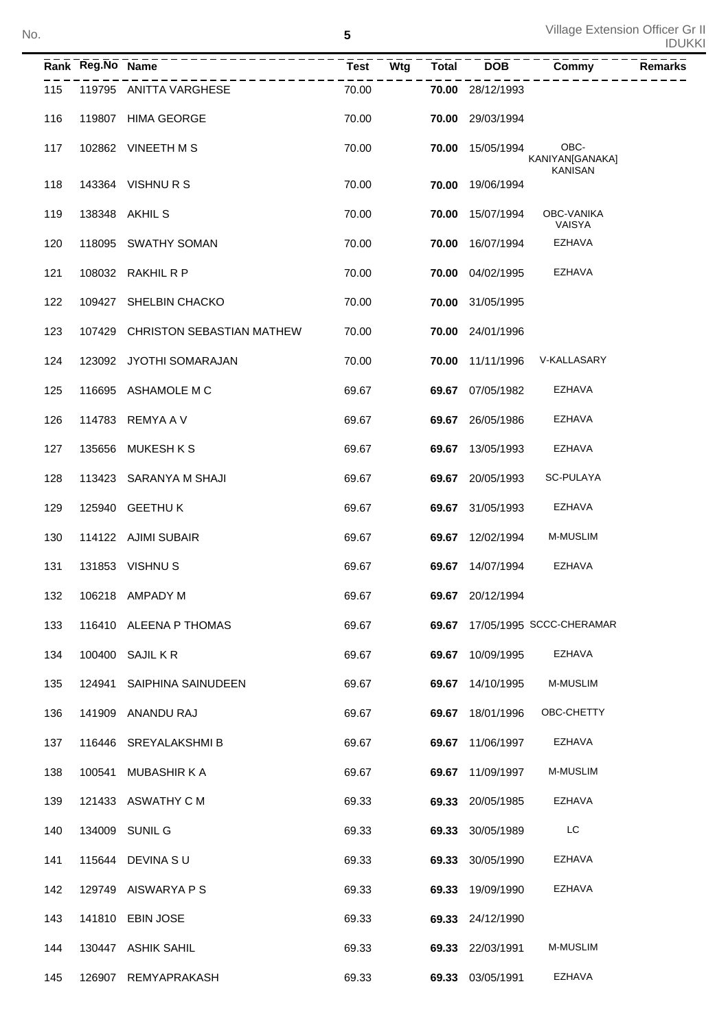| Rank | Reg.No | Name | Test | Wtg | Total | DOB | Commy | Remarks |
|---|---|---|---|---|---|---|---|---|
| 115 | 119795 | ANITTA VARGHESE | 70.00 | | **70.00** | 28/12/1993 | | |
| 116 | 119807 | HIMA GEORGE | 70.00 | | **70.00** | 29/03/1994 | | |
| 117 | 102862 | VINEETH M S | 70.00 | | **70.00** | 15/05/1994 | OBC-KANIYAN[GANAKA] KANISAN | |
| 118 | 143364 | VISHNU R S | 70.00 | | **70.00** | 19/06/1994 | | |
| 119 | 138348 | AKHIL S | 70.00 | | **70.00** | 15/07/1994 | OBC-VANIKA VAISYA | |
| 120 | 118095 | SWATHY SOMAN | 70.00 | | **70.00** | 16/07/1994 | EZHAVA | |
| 121 | 108032 | RAKHIL R P | 70.00 | | **70.00** | 04/02/1995 | EZHAVA | |
| 122 | 109427 | SHELBIN CHACKO | 70.00 | | **70.00** | 31/05/1995 | | |
| 123 | 107429 | CHRISTON SEBASTIAN MATHEW | 70.00 | | **70.00** | 24/01/1996 | | |
| 124 | 123092 | JYOTHI SOMARAJAN | 70.00 | | **70.00** | 11/11/1996 | V-KALLASARY | |
| 125 | 116695 | ASHAMOLE M C | 69.67 | | **69.67** | 07/05/1982 | EZHAVA | |
| 126 | 114783 | REMYA A V | 69.67 | | **69.67** | 26/05/1986 | EZHAVA | |
| 127 | 135656 | MUKESH K S | 69.67 | | **69.67** | 13/05/1993 | EZHAVA | |
| 128 | 113423 | SARANYA M SHAJI | 69.67 | | **69.67** | 20/05/1993 | SC-PULAYA | |
| 129 | 125940 | GEETHU K | 69.67 | | **69.67** | 31/05/1993 | EZHAVA | |
| 130 | 114122 | AJIMI SUBAIR | 69.67 | | **69.67** | 12/02/1994 | M-MUSLIM | |
| 131 | 131853 | VISHNU S | 69.67 | | **69.67** | 14/07/1994 | EZHAVA | |
| 132 | 106218 | AMPADY M | 69.67 | | **69.67** | 20/12/1994 | | |
| 133 | 116410 | ALEENA P THOMAS | 69.67 | | **69.67** | 17/05/1995 | SCCC-CHERAMAR | |
| 134 | 100400 | SAJIL K R | 69.67 | | **69.67** | 10/09/1995 | EZHAVA | |
| 135 | 124941 | SAIPHINA SAINUDEEN | 69.67 | | **69.67** | 14/10/1995 | M-MUSLIM | |
| 136 | 141909 | ANANDU RAJ | 69.67 | | **69.67** | 18/01/1996 | OBC-CHETTY | |
| 137 | 116446 | SREYALAKSHMI B | 69.67 | | **69.67** | 11/06/1997 | EZHAVA | |
| 138 | 100541 | MUBASHIR K A | 69.67 | | **69.67** | 11/09/1997 | M-MUSLIM | |
| 139 | 121433 | ASWATHY C M | 69.33 | | **69.33** | 20/05/1985 | EZHAVA | |
| 140 | 134009 | SUNIL G | 69.33 | | **69.33** | 30/05/1989 | LC | |
| 141 | 115644 | DEVINA S U | 69.33 | | **69.33** | 30/05/1990 | EZHAVA | |
| 142 | 129749 | AISWARYA P S | 69.33 | | **69.33** | 19/09/1990 | EZHAVA | |
| 143 | 141810 | EBIN JOSE | 69.33 | | **69.33** | 24/12/1990 | | |
| 144 | 130447 | ASHIK SAHIL | 69.33 | | **69.33** | 22/03/1991 | M-MUSLIM | |
| 145 | 126907 | REMYAPRAKASH | 69.33 | | **69.33** | 03/05/1991 | EZHAVA | |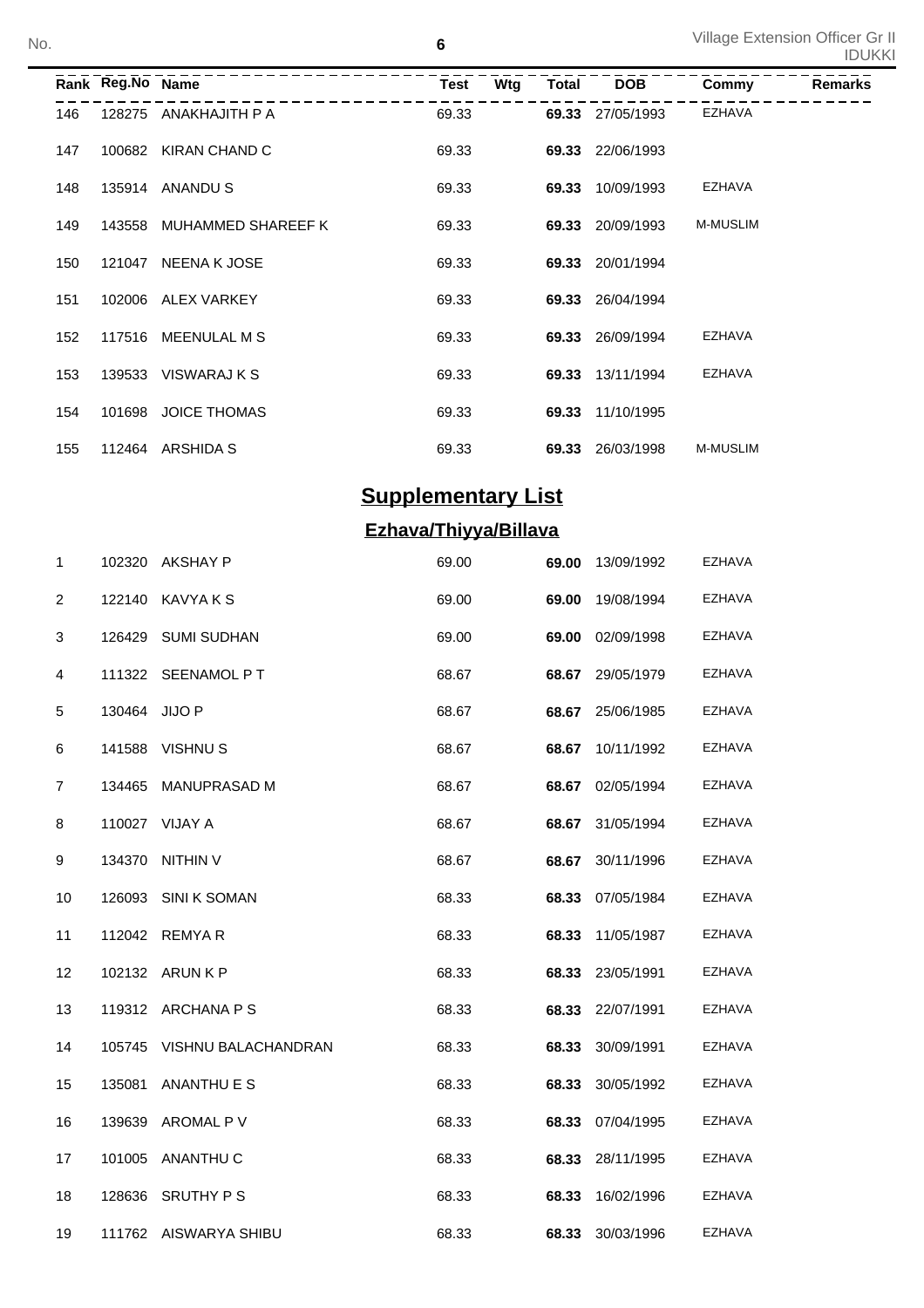| Rank | Reg.No | Name | Test | Wtg | Total | DOB | Commy | Remarks |
|---|---|---|---|---|---|---|---|---|
| 146 | 128275 | ANAKHAJITH P A | 69.33 | | **69.33** | 27/05/1993 | EZHAVA | |
| 147 | 100682 | KIRAN CHAND C | 69.33 | | **69.33** | 22/06/1993 | | |
| 148 | 135914 | ANANDU S | 69.33 | | **69.33** | 10/09/1993 | EZHAVA | |
| 149 | 143558 | MUHAMMED SHAREEF K | 69.33 | | **69.33** | 20/09/1993 | M-MUSLIM | |
| 150 | 121047 | NEENA K JOSE | 69.33 | | **69.33** | 20/01/1994 | | |
| 151 | 102006 | ALEX VARKEY | 69.33 | | **69.33** | 26/04/1994 | | |
| 152 | 117516 | MEENULAL M S | 69.33 | | **69.33** | 26/09/1994 | EZHAVA | |
| 153 | 139533 | VISWARAJ K S | 69.33 | | **69.33** | 13/11/1994 | EZHAVA | |
| 154 | 101698 | JOICE THOMAS | 69.33 | | **69.33** | 11/10/1995 | | |
| 155 | 112464 | ARSHIDA S | 69.33 | | **69.33** | 26/03/1998 | M-MUSLIM | |

## Supplementary List

### Ezhava/Thiyya/Billava

| Rank | Reg.No | Name | Test | Wtg | Total | DOB | Commy | Remarks |
|---|---|---|---|---|---|---|---|---|
| 1 | 102320 | AKSHAY P | 69.00 | | **69.00** | 13/09/1992 | EZHAVA | |
| 2 | 122140 | KAVYA K S | 69.00 | | **69.00** | 19/08/1994 | EZHAVA | |
| 3 | 126429 | SUMI SUDHAN | 69.00 | | **69.00** | 02/09/1998 | EZHAVA | |
| 4 | 111322 | SEENAMOL P T | 68.67 | | **68.67** | 29/05/1979 | EZHAVA | |
| 5 | 130464 | JIJO P | 68.67 | | **68.67** | 25/06/1985 | EZHAVA | |
| 6 | 141588 | VISHNU S | 68.67 | | **68.67** | 10/11/1992 | EZHAVA | |
| 7 | 134465 | MANUPRASAD M | 68.67 | | **68.67** | 02/05/1994 | EZHAVA | |
| 8 | 110027 | VIJAY A | 68.67 | | **68.67** | 31/05/1994 | EZHAVA | |
| 9 | 134370 | NITHIN V | 68.67 | | **68.67** | 30/11/1996 | EZHAVA | |
| 10 | 126093 | SINI K SOMAN | 68.33 | | **68.33** | 07/05/1984 | EZHAVA | |
| 11 | 112042 | REMYA R | 68.33 | | **68.33** | 11/05/1987 | EZHAVA | |
| 12 | 102132 | ARUN K P | 68.33 | | **68.33** | 23/05/1991 | EZHAVA | |
| 13 | 119312 | ARCHANA P S | 68.33 | | **68.33** | 22/07/1991 | EZHAVA | |
| 14 | 105745 | VISHNU BALACHANDRAN | 68.33 | | **68.33** | 30/09/1991 | EZHAVA | |
| 15 | 135081 | ANANTHU E S | 68.33 | | **68.33** | 30/05/1992 | EZHAVA | |
| 16 | 139639 | AROMAL P V | 68.33 | | **68.33** | 07/04/1995 | EZHAVA | |
| 17 | 101005 | ANANTHU C | 68.33 | | **68.33** | 28/11/1995 | EZHAVA | |
| 18 | 128636 | SRUTHY P S | 68.33 | | **68.33** | 16/02/1996 | EZHAVA | |
| 19 | 111762 | AISWARYA SHIBU | 68.33 | | **68.33** | 30/03/1996 | EZHAVA | |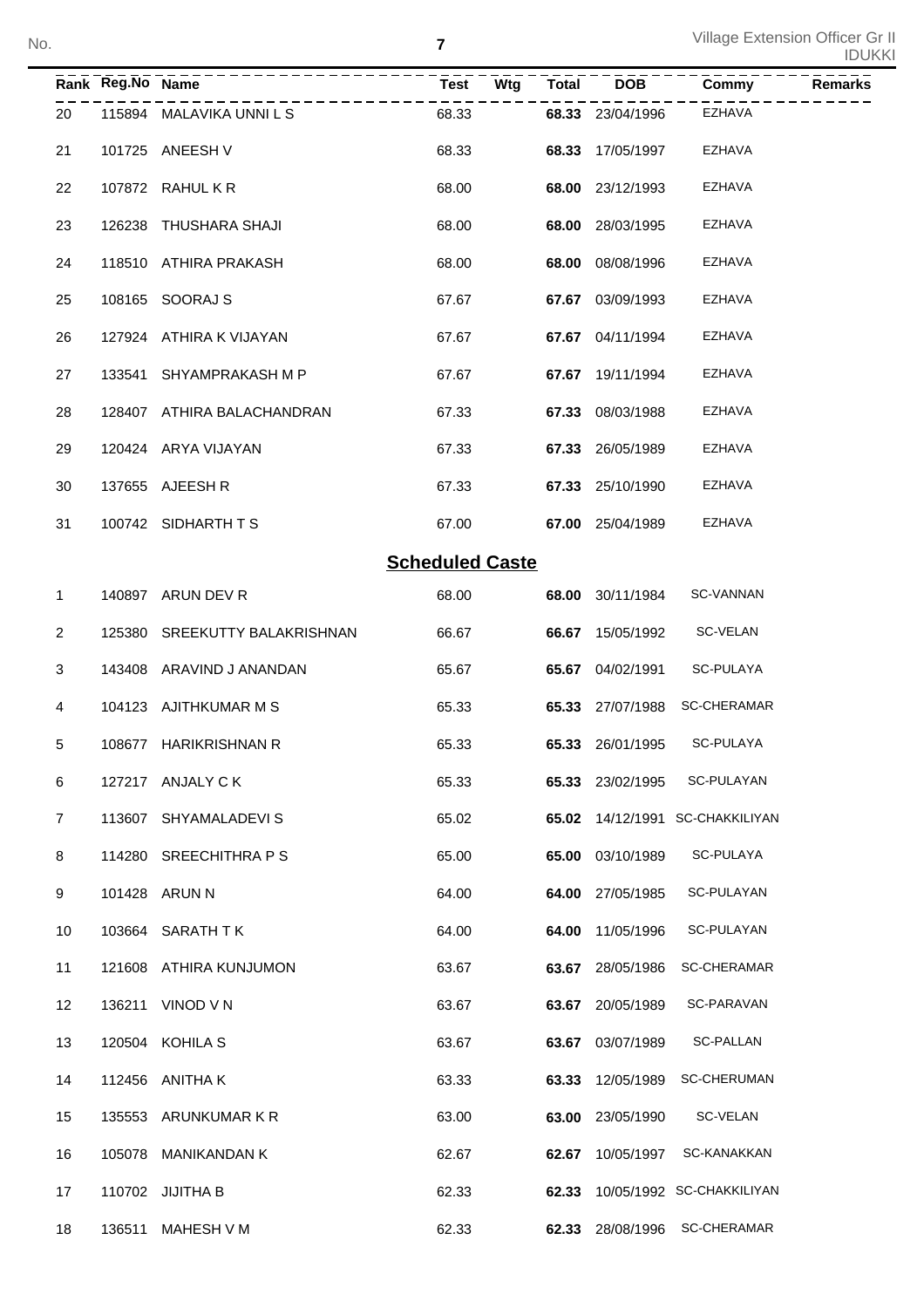| Rank | Reg.No | Name | Test | Wtg | Total | DOB | Commy | Remarks |
|---|---|---|---|---|---|---|---|---|
| 20 | 115894 | MALAVIKA UNNI L S | 68.33 | | **68.33** | 23/04/1996 | EZHAVA | |
| 21 | 101725 | ANEESH V | 68.33 | | **68.33** | 17/05/1997 | EZHAVA | |
| 22 | 107872 | RAHUL K R | 68.00 | | **68.00** | 23/12/1993 | EZHAVA | |
| 23 | 126238 | THUSHARA SHAJI | 68.00 | | **68.00** | 28/03/1995 | EZHAVA | |
| 24 | 118510 | ATHIRA PRAKASH | 68.00 | | **68.00** | 08/08/1996 | EZHAVA | |
| 25 | 108165 | SOORAJ S | 67.67 | | **67.67** | 03/09/1993 | EZHAVA | |
| 26 | 127924 | ATHIRA K VIJAYAN | 67.67 | | **67.67** | 04/11/1994 | EZHAVA | |
| 27 | 133541 | SHYAMPRAKASH M P | 67.67 | | **67.67** | 19/11/1994 | EZHAVA | |
| 28 | 128407 | ATHIRA BALACHANDRAN | 67.33 | | **67.33** | 08/03/1988 | EZHAVA | |
| 29 | 120424 | ARYA VIJAYAN | 67.33 | | **67.33** | 26/05/1989 | EZHAVA | |
| 30 | 137655 | AJEESH R | 67.33 | | **67.33** | 25/10/1990 | EZHAVA | |
| 31 | 100742 | SIDHARTH T S | 67.00 | | **67.00** | 25/04/1989 | EZHAVA | |

## Scheduled Caste

| Rank | Reg.No | Name | Test | Wtg | Total | DOB | Commy | Remarks |
|---|---|---|---|---|---|---|---|---|
| 1 | 140897 | ARUN DEV R | 68.00 | | **68.00** | 30/11/1984 | SC-VANNAN | |
| 2 | 125380 | SREEKUTTY BALAKRISHNAN | 66.67 | | **66.67** | 15/05/1992 | SC-VELAN | |
| 3 | 143408 | ARAVIND J ANANDAN | 65.67 | | **65.67** | 04/02/1991 | SC-PULAYA | |
| 4 | 104123 | AJITHKUMAR M S | 65.33 | | **65.33** | 27/07/1988 | SC-CHERAMAR | |
| 5 | 108677 | HARIKRISHNAN R | 65.33 | | **65.33** | 26/01/1995 | SC-PULAYA | |
| 6 | 127217 | ANJALY C K | 65.33 | | **65.33** | 23/02/1995 | SC-PULAYAN | |
| 7 | 113607 | SHYAMALADEVI S | 65.02 | | **65.02** | 14/12/1991 | SC-CHAKKILIYAN | |
| 8 | 114280 | SREECHITHRA P S | 65.00 | | **65.00** | 03/10/1989 | SC-PULAYA | |
| 9 | 101428 | ARUN N | 64.00 | | **64.00** | 27/05/1985 | SC-PULAYAN | |
| 10 | 103664 | SARATH T K | 64.00 | | **64.00** | 11/05/1996 | SC-PULAYAN | |
| 11 | 121608 | ATHIRA KUNJUMON | 63.67 | | **63.67** | 28/05/1986 | SC-CHERAMAR | |
| 12 | 136211 | VINOD V N | 63.67 | | **63.67** | 20/05/1989 | SC-PARAVAN | |
| 13 | 120504 | KOHILA S | 63.67 | | **63.67** | 03/07/1989 | SC-PALLAN | |
| 14 | 112456 | ANITHA K | 63.33 | | **63.33** | 12/05/1989 | SC-CHERUMAN | |
| 15 | 135553 | ARUNKUMAR K R | 63.00 | | **63.00** | 23/05/1990 | SC-VELAN | |
| 16 | 105078 | MANIKANDAN K | 62.67 | | **62.67** | 10/05/1997 | SC-KANAKKAN | |
| 17 | 110702 | JIJITHA B | 62.33 | | **62.33** | 10/05/1992 | SC-CHAKKILIYAN | |
| 18 | 136511 | MAHESH V M | 62.33 | | **62.33** | 28/08/1996 | SC-CHERAMAR | |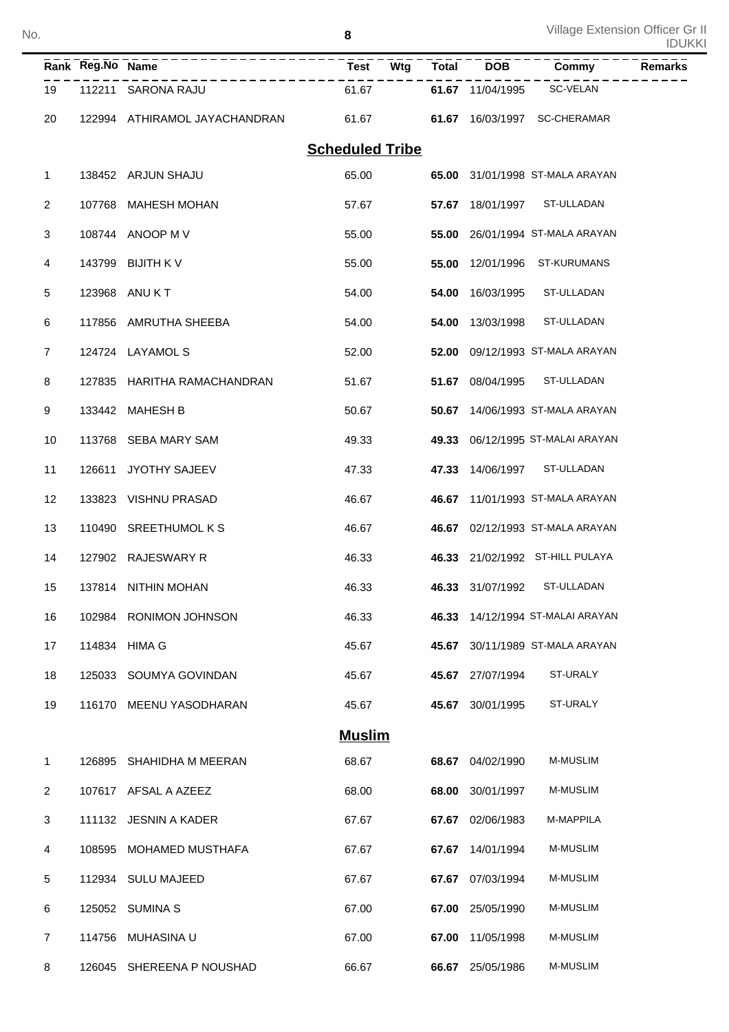| Rank | Reg.No | Name | Test | Wtg | Total | DOB | Commy | Remarks |
|---|---|---|---|---|---|---|---|---|
| 19 | 112211 | SARONA RAJU | 61.67 | | **61.67** | 11/04/1995 | SC-VELAN | |
| 20 | 122994 | ATHIRAMOL JAYACHANDRAN | 61.67 | | **61.67** | 16/03/1997 | SC-CHERAMAR | |

## Scheduled Tribe

| Rank | Reg.No | Name | Test | Wtg | Total | DOB | Commy | Remarks |
|---|---|---|---|---|---|---|---|---|
| 1 | 138452 | ARJUN SHAJU | 65.00 | | **65.00** | 31/01/1998 | ST-MALA ARAYAN | |
| 2 | 107768 | MAHESH MOHAN | 57.67 | | **57.67** | 18/01/1997 | ST-ULLADAN | |
| 3 | 108744 | ANOOP M V | 55.00 | | **55.00** | 26/01/1994 | ST-MALA ARAYAN | |
| 4 | 143799 | BIJITH K V | 55.00 | | **55.00** | 12/01/1996 | ST-KURUMANS | |
| 5 | 123968 | ANU K T | 54.00 | | **54.00** | 16/03/1995 | ST-ULLADAN | |
| 6 | 117856 | AMRUTHA SHEEBA | 54.00 | | **54.00** | 13/03/1998 | ST-ULLADAN | |
| 7 | 124724 | LAYAMOL S | 52.00 | | **52.00** | 09/12/1993 | ST-MALA ARAYAN | |
| 8 | 127835 | HARITHA RAMACHANDRAN | 51.67 | | **51.67** | 08/04/1995 | ST-ULLADAN | |
| 9 | 133442 | MAHESH B | 50.67 | | **50.67** | 14/06/1993 | ST-MALA ARAYAN | |
| 10 | 113768 | SEBA MARY SAM | 49.33 | | **49.33** | 06/12/1995 | ST-MALAI ARAYAN | |
| 11 | 126611 | JYOTHY SAJEEV | 47.33 | | **47.33** | 14/06/1997 | ST-ULLADAN | |
| 12 | 133823 | VISHNU PRASAD | 46.67 | | **46.67** | 11/01/1993 | ST-MALA ARAYAN | |
| 13 | 110490 | SREETHUMOL K S | 46.67 | | **46.67** | 02/12/1993 | ST-MALA ARAYAN | |
| 14 | 127902 | RAJESWARY R | 46.33 | | **46.33** | 21/02/1992 | ST-HILL PULAYA | |
| 15 | 137814 | NITHIN MOHAN | 46.33 | | **46.33** | 31/07/1992 | ST-ULLADAN | |
| 16 | 102984 | RONIMON JOHNSON | 46.33 | | **46.33** | 14/12/1994 | ST-MALAI ARAYAN | |
| 17 | 114834 | HIMA G | 45.67 | | **45.67** | 30/11/1989 | ST-MALA ARAYAN | |
| 18 | 125033 | SOUMYA GOVINDAN | 45.67 | | **45.67** | 27/07/1994 | ST-URALY | |
| 19 | 116170 | MEENU YASODHARAN | 45.67 | | **45.67** | 30/01/1995 | ST-URALY | |

## Muslim

| Rank | Reg.No | Name | Test | Wtg | Total | DOB | Commy | Remarks |
|---|---|---|---|---|---|---|---|---|
| 1 | 126895 | SHAHIDHA M MEERAN | 68.67 | | **68.67** | 04/02/1990 | M-MUSLIM | |
| 2 | 107617 | AFSAL A AZEEZ | 68.00 | | **68.00** | 30/01/1997 | M-MUSLIM | |
| 3 | 111132 | JESNIN A KADER | 67.67 | | **67.67** | 02/06/1983 | M-MAPPILA | |
| 4 | 108595 | MOHAMED MUSTHAFA | 67.67 | | **67.67** | 14/01/1994 | M-MUSLIM | |
| 5 | 112934 | SULU MAJEED | 67.67 | | **67.67** | 07/03/1994 | M-MUSLIM | |
| 6 | 125052 | SUMINA S | 67.00 | | **67.00** | 25/05/1990 | M-MUSLIM | |
| 7 | 114756 | MUHASINA U | 67.00 | | **67.00** | 11/05/1998 | M-MUSLIM | |
| 8 | 126045 | SHEREENA P NOUSHAD | 66.67 | | **66.67** | 25/05/1986 | M-MUSLIM | |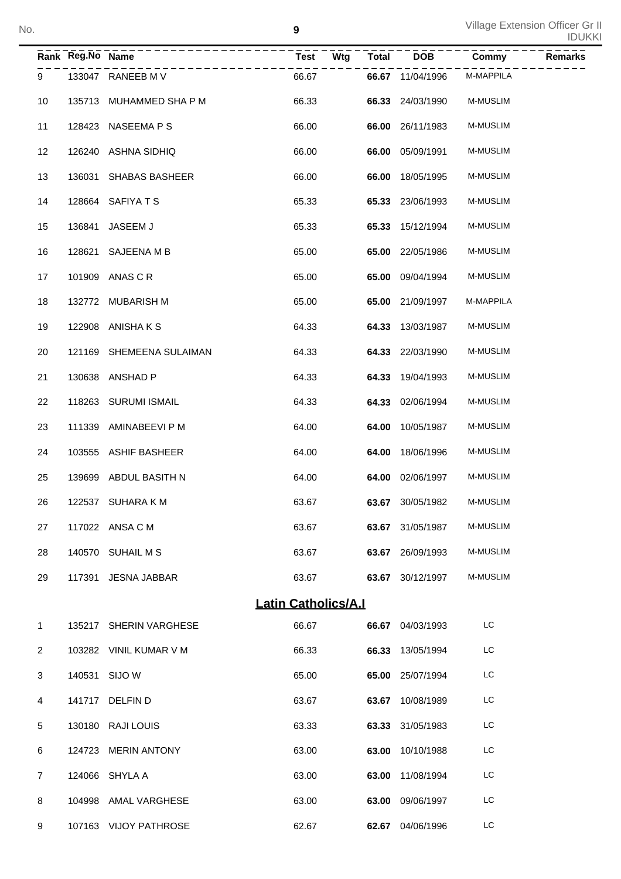| Rank | Reg.No | Name | Test | Wtg | Total | DOB | Commy | Remarks |
|---|---|---|---|---|---|---|---|---|
| 9 | 133047 | RANEEB M V | 66.67 | | **66.67** | 11/04/1996 | M-MAPPILA | |
| 10 | 135713 | MUHAMMED SHA P M | 66.33 | | **66.33** | 24/03/1990 | M-MUSLIM | |
| 11 | 128423 | NASEEMA P S | 66.00 | | **66.00** | 26/11/1983 | M-MUSLIM | |
| 12 | 126240 | ASHNA SIDHIQ | 66.00 | | **66.00** | 05/09/1991 | M-MUSLIM | |
| 13 | 136031 | SHABAS BASHEER | 66.00 | | **66.00** | 18/05/1995 | M-MUSLIM | |
| 14 | 128664 | SAFIYA T S | 65.33 | | **65.33** | 23/06/1993 | M-MUSLIM | |
| 15 | 136841 | JASEEM J | 65.33 | | **65.33** | 15/12/1994 | M-MUSLIM | |
| 16 | 128621 | SAJEENA M B | 65.00 | | **65.00** | 22/05/1986 | M-MUSLIM | |
| 17 | 101909 | ANAS C R | 65.00 | | **65.00** | 09/04/1994 | M-MUSLIM | |
| 18 | 132772 | MUBARISH M | 65.00 | | **65.00** | 21/09/1997 | M-MAPPILA | |
| 19 | 122908 | ANISHA K S | 64.33 | | **64.33** | 13/03/1987 | M-MUSLIM | |
| 20 | 121169 | SHEMEENA SULAIMAN | 64.33 | | **64.33** | 22/03/1990 | M-MUSLIM | |
| 21 | 130638 | ANSHAD P | 64.33 | | **64.33** | 19/04/1993 | M-MUSLIM | |
| 22 | 118263 | SURUMI ISMAIL | 64.33 | | **64.33** | 02/06/1994 | M-MUSLIM | |
| 23 | 111339 | AMINABEEVI P M | 64.00 | | **64.00** | 10/05/1987 | M-MUSLIM | |
| 24 | 103555 | ASHIF BASHEER | 64.00 | | **64.00** | 18/06/1996 | M-MUSLIM | |
| 25 | 139699 | ABDUL BASITH N | 64.00 | | **64.00** | 02/06/1997 | M-MUSLIM | |
| 26 | 122537 | SUHARA K M | 63.67 | | **63.67** | 30/05/1982 | M-MUSLIM | |
| 27 | 117022 | ANSA C M | 63.67 | | **63.67** | 31/05/1987 | M-MUSLIM | |
| 28 | 140570 | SUHAIL M S | 63.67 | | **63.67** | 26/09/1993 | M-MUSLIM | |
| 29 | 117391 | JESNA JABBAR | 63.67 | | **63.67** | 30/12/1997 | M-MUSLIM | |

## Latin Catholics/A.I

| Rank | Reg.No | Name | Test | Wtg | Total | DOB | Commy | Remarks |
|---|---|---|---|---|---|---|---|---|
| 1 | 135217 | SHERIN VARGHESE | 66.67 | | **66.67** | 04/03/1993 | LC | |
| 2 | 103282 | VINIL KUMAR V M | 66.33 | | **66.33** | 13/05/1994 | LC | |
| 3 | 140531 | SIJO W | 65.00 | | **65.00** | 25/07/1994 | LC | |
| 4 | 141717 | DELFIN D | 63.67 | | **63.67** | 10/08/1989 | LC | |
| 5 | 130180 | RAJI LOUIS | 63.33 | | **63.33** | 31/05/1983 | LC | |
| 6 | 124723 | MERIN ANTONY | 63.00 | | **63.00** | 10/10/1988 | LC | |
| 7 | 124066 | SHYLA A | 63.00 | | **63.00** | 11/08/1994 | LC | |
| 8 | 104998 | AMAL VARGHESE | 63.00 | | **63.00** | 09/06/1997 | LC | |
| 9 | 107163 | VIJOY PATHROSE | 62.67 | | **62.67** | 04/06/1996 | LC | |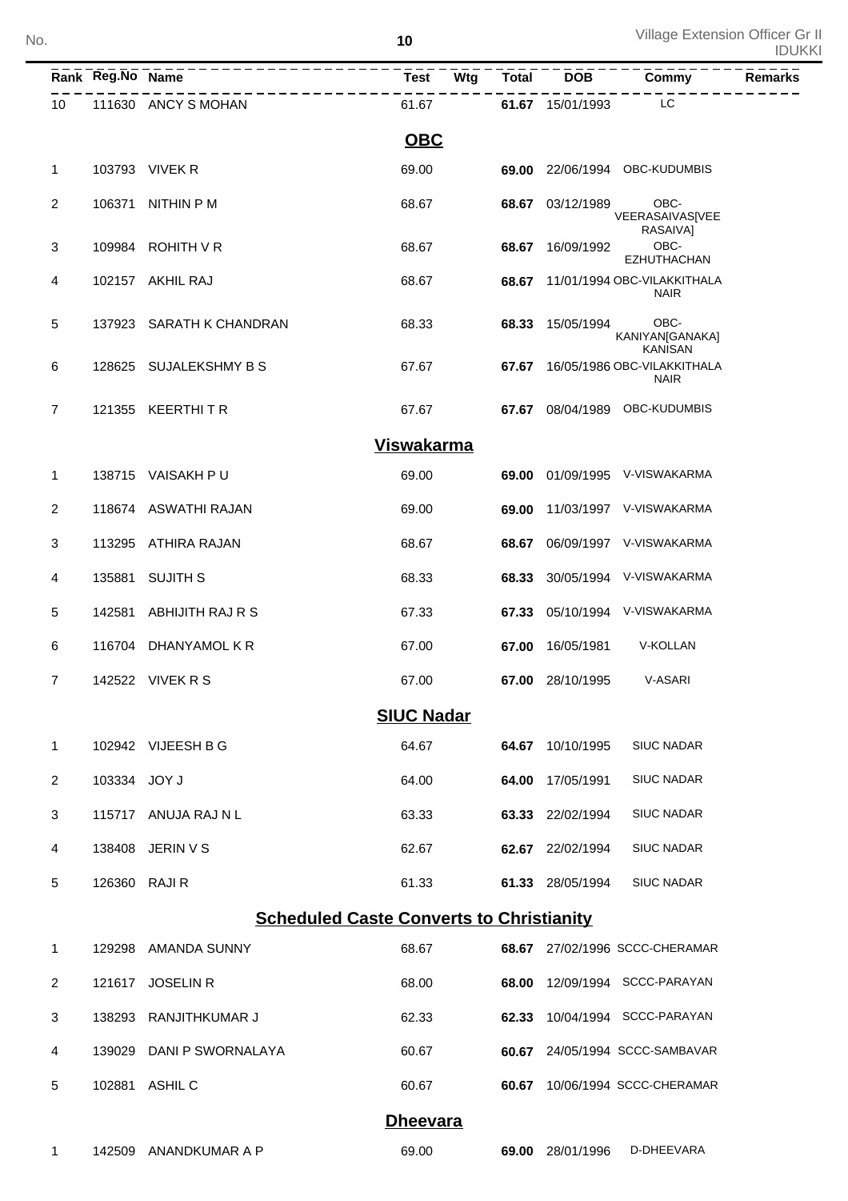| Rank | Reg.No | Name | Test | Wtg | Total | DOB | Commy | Remarks |
|---|---|---|---|---|---|---|---|---|
| 10 | 111630 | ANCY S MOHAN | 61.67 | | **61.67** | 15/01/1993 | LC | |

## OBC

| Rank | Reg.No | Name | Test | Wtg | Total | DOB | Commy | Remarks |
|---|---|---|---|---|---|---|---|---|
| 1 | 103793 | VIVEK R | 69.00 | | **69.00** | 22/06/1994 | OBC-KUDUMBIS | |
| 2 | 106371 | NITHIN P M | 68.67 | | **68.67** | 03/12/1989 | OBC-VEERASAIVAS[VEERASAIVA] | |
| 3 | 109984 | ROHITH V R | 68.67 | | **68.67** | 16/09/1992 | OBC-EZHUTHACHAN | |
| 4 | 102157 | AKHIL RAJ | 68.67 | | **68.67** | 11/01/1994 | OBC-VILAKKITHALA NAIR | |
| 5 | 137923 | SARATH K CHANDRAN | 68.33 | | **68.33** | 15/05/1994 | OBC-KANIYAN[GANAKA] KANISAN | |
| 6 | 128625 | SUJALEKSHMY B S | 67.67 | | **67.67** | 16/05/1986 | OBC-VILAKKITHALA NAIR | |
| 7 | 121355 | KEERTHI T R | 67.67 | | **67.67** | 08/04/1989 | OBC-KUDUMBIS | |

## Viswakarma

| Rank | Reg.No | Name | Test | Wtg | Total | DOB | Commy | Remarks |
|---|---|---|---|---|---|---|---|---|
| 1 | 138715 | VAISAKH P U | 69.00 | | **69.00** | 01/09/1995 | V-VISWAKARMA | |
| 2 | 118674 | ASWATHI RAJAN | 69.00 | | **69.00** | 11/03/1997 | V-VISWAKARMA | |
| 3 | 113295 | ATHIRA RAJAN | 68.67 | | **68.67** | 06/09/1997 | V-VISWAKARMA | |
| 4 | 135881 | SUJITH S | 68.33 | | **68.33** | 30/05/1994 | V-VISWAKARMA | |
| 5 | 142581 | ABHIJITH RAJ R S | 67.33 | | **67.33** | 05/10/1994 | V-VISWAKARMA | |
| 6 | 116704 | DHANYAMOL K R | 67.00 | | **67.00** | 16/05/1981 | V-KOLLAN | |
| 7 | 142522 | VIVEK R S | 67.00 | | **67.00** | 28/10/1995 | V-ASARI | |

## SIUC Nadar

| Rank | Reg.No | Name | Test | Wtg | Total | DOB | Commy | Remarks |
|---|---|---|---|---|---|---|---|---|
| 1 | 102942 | VIJEESH B G | 64.67 | | **64.67** | 10/10/1995 | SIUC NADAR | |
| 2 | 103334 | JOY J | 64.00 | | **64.00** | 17/05/1991 | SIUC NADAR | |
| 3 | 115717 | ANUJA RAJ N L | 63.33 | | **63.33** | 22/02/1994 | SIUC NADAR | |
| 4 | 138408 | JERIN V S | 62.67 | | **62.67** | 22/02/1994 | SIUC NADAR | |
| 5 | 126360 | RAJI R | 61.33 | | **61.33** | 28/05/1994 | SIUC NADAR | |

## Scheduled Caste Converts to Christianity

| Rank | Reg.No | Name | Test | Wtg | Total | DOB | Commy | Remarks |
|---|---|---|---|---|---|---|---|---|
| 1 | 129298 | AMANDA SUNNY | 68.67 | | **68.67** | 27/02/1996 | SCCC-CHERAMAR | |
| 2 | 121617 | JOSELIN R | 68.00 | | **68.00** | 12/09/1994 | SCCC-PARAYAN | |
| 3 | 138293 | RANJITHKUMAR J | 62.33 | | **62.33** | 10/04/1994 | SCCC-PARAYAN | |
| 4 | 139029 | DANI P SWORNALAYA | 60.67 | | **60.67** | 24/05/1994 | SCCC-SAMBAVAR | |
| 5 | 102881 | ASHIL C | 60.67 | | **60.67** | 10/06/1994 | SCCC-CHERAMAR | |

## Dheevara

| Rank | Reg.No | Name | Test | Wtg | Total | DOB | Commy | Remarks |
|---|---|---|---|---|---|---|---|---|
| 1 | 142509 | ANANDKUMAR A P | 69.00 | | **69.00** | 28/01/1996 | D-DHEEVARA | |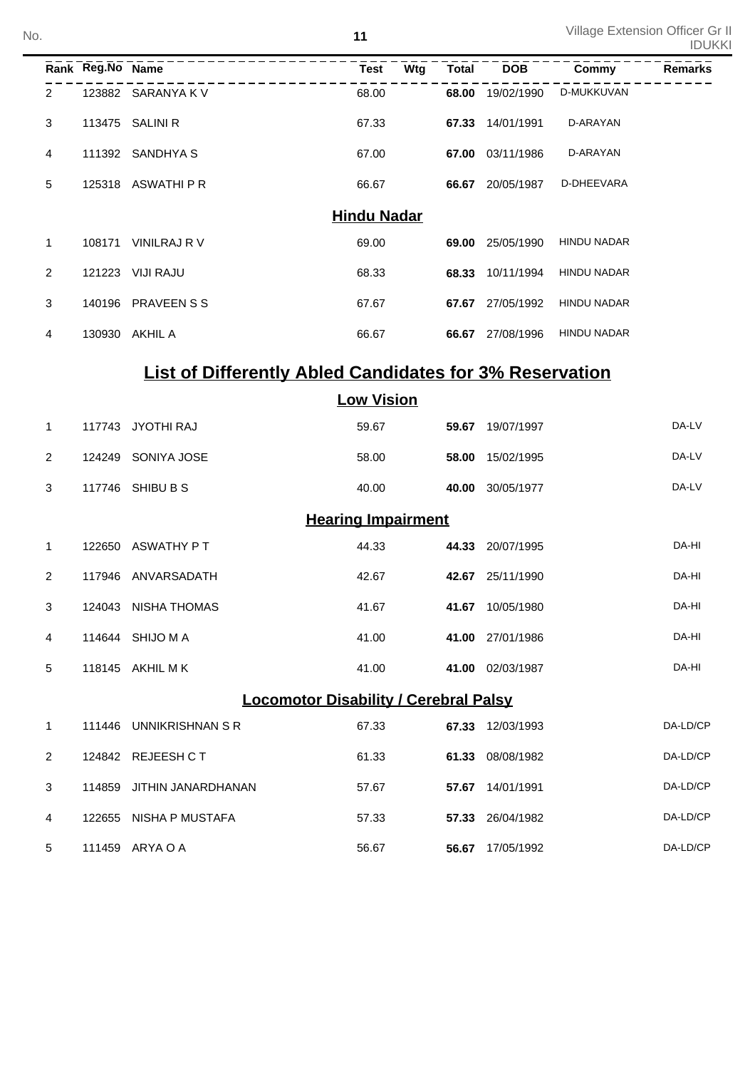| Rank | Reg.No | Name | Test | Wtg | Total | DOB | Commy | Remarks |
|---|---|---|---|---|---|---|---|---|
| 2 | 123882 | SARANYA K V | 68.00 | | **68.00** | 19/02/1990 | D-MUKKUVAN | |
| 3 | 113475 | SALINI R | 67.33 | | **67.33** | 14/01/1991 | D-ARAYAN | |
| 4 | 111392 | SANDHYA S | 67.00 | | **67.00** | 03/11/1986 | D-ARAYAN | |
| 5 | 125318 | ASWATHI P R | 66.67 | | **66.67** | 20/05/1987 | D-DHEEVARA | |

### Hindu Nadar

| Rank | Reg.No | Name | Test | Wtg | Total | DOB | Commy | Remarks |
|---|---|---|---|---|---|---|---|---|
| 1 | 108171 | VINILRAJ R V | 69.00 | | **69.00** | 25/05/1990 | HINDU NADAR | |
| 2 | 121223 | VIJI RAJU | 68.33 | | **68.33** | 10/11/1994 | HINDU NADAR | |
| 3 | 140196 | PRAVEEN S S | 67.67 | | **67.67** | 27/05/1992 | HINDU NADAR | |
| 4 | 130930 | AKHIL A | 66.67 | | **66.67** | 27/08/1996 | HINDU NADAR | |

## List of Differently Abled Candidates for 3% Reservation

### Low Vision

| Rank | Reg.No | Name | Test | Wtg | Total | DOB | Commy | Remarks |
|---|---|---|---|---|---|---|---|---|
| 1 | 117743 | JYOTHI RAJ | 59.67 | | **59.67** | 19/07/1997 | | DA-LV |
| 2 | 124249 | SONIYA JOSE | 58.00 | | **58.00** | 15/02/1995 | | DA-LV |
| 3 | 117746 | SHIBU B S | 40.00 | | **40.00** | 30/05/1977 | | DA-LV |

### Hearing Impairment

| Rank | Reg.No | Name | Test | Wtg | Total | DOB | Commy | Remarks |
|---|---|---|---|---|---|---|---|---|
| 1 | 122650 | ASWATHY P T | 44.33 | | **44.33** | 20/07/1995 | | DA-HI |
| 2 | 117946 | ANVARSADATH | 42.67 | | **42.67** | 25/11/1990 | | DA-HI |
| 3 | 124043 | NISHA THOMAS | 41.67 | | **41.67** | 10/05/1980 | | DA-HI |
| 4 | 114644 | SHIJO M A | 41.00 | | **41.00** | 27/01/1986 | | DA-HI |
| 5 | 118145 | AKHIL M K | 41.00 | | **41.00** | 02/03/1987 | | DA-HI |

### Locomotor Disability / Cerebral Palsy

| Rank | Reg.No | Name | Test | Wtg | Total | DOB | Commy | Remarks |
|---|---|---|---|---|---|---|---|---|
| 1 | 111446 | UNNIKRISHNAN S R | 67.33 | | **67.33** | 12/03/1993 | | DA-LD/CP |
| 2 | 124842 | REJEESH C T | 61.33 | | **61.33** | 08/08/1982 | | DA-LD/CP |
| 3 | 114859 | JITHIN JANARDHANAN | 57.67 | | **57.67** | 14/01/1991 | | DA-LD/CP |
| 4 | 122655 | NISHA P MUSTAFA | 57.33 | | **57.33** | 26/04/1982 | | DA-LD/CP |
| 5 | 111459 | ARYA O A | 56.67 | | **56.67** | 17/05/1992 | | DA-LD/CP |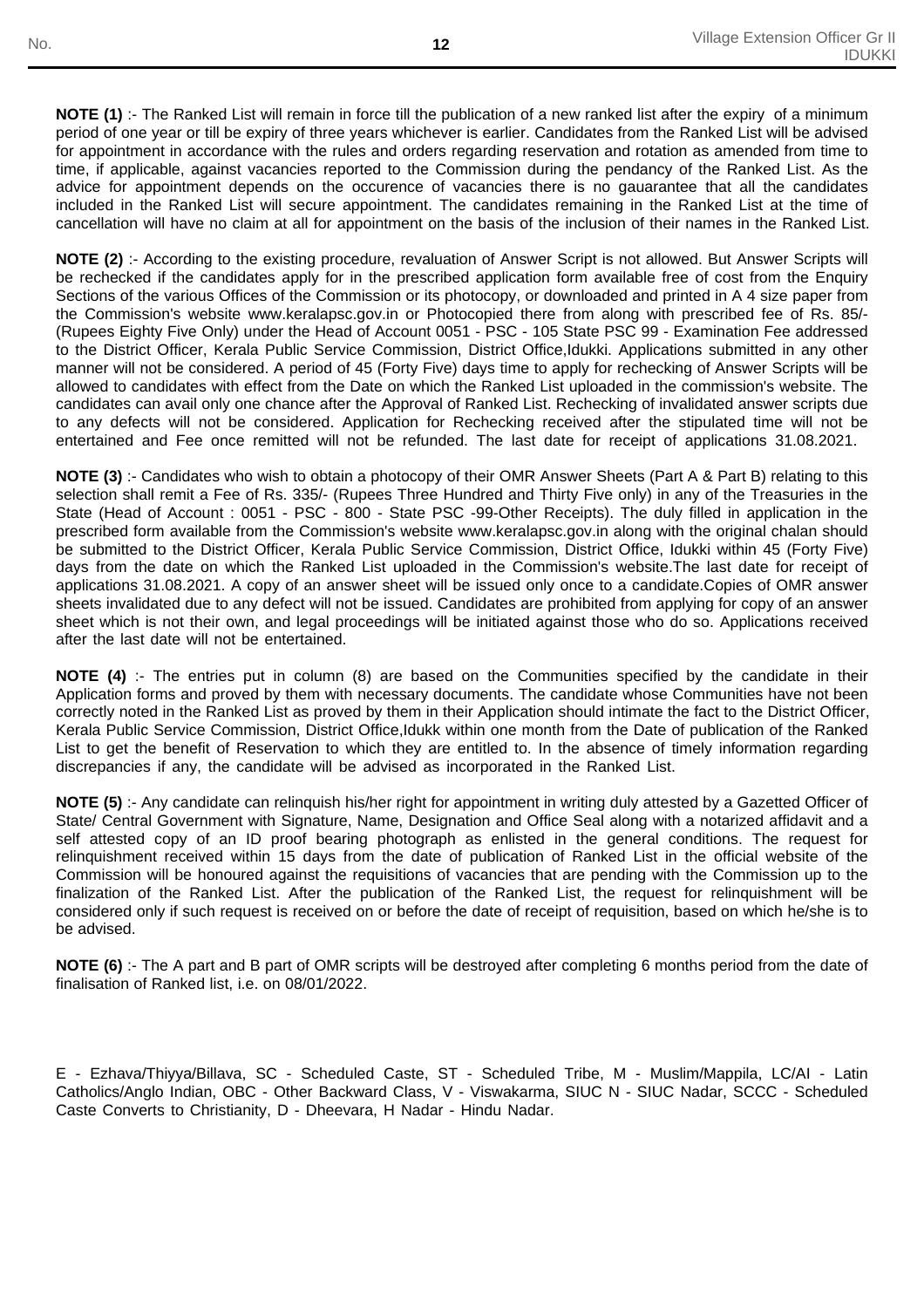**NOTE (1)** :- The Ranked List will remain in force till the publication of a new ranked list after the expiry of a minimum period of one year or till be expiry of three years whichever is earlier. Candidates from the Ranked List will be advised for appointment in accordance with the rules and orders regarding reservation and rotation as amended from time to time, if applicable, against vacancies reported to the Commission during the pendancy of the Ranked List. As the advice for appointment depends on the occurence of vacancies there is no gauarantee that all the candidates included in the Ranked List will secure appointment. The candidates remaining in the Ranked List at the time of cancellation will have no claim at all for appointment on the basis of the inclusion of their names in the Ranked List.

**NOTE (2)** :- According to the existing procedure, revaluation of Answer Script is not allowed. But Answer Scripts will be rechecked if the candidates apply for in the prescribed application form available free of cost from the Enquiry Sections of the various Offices of the Commission or its photocopy, or downloaded and printed in A 4 size paper from the Commission's website www.keralapsc.gov.in or Photocopied there from along with prescribed fee of Rs. 85/- (Rupees Eighty Five Only) under the Head of Account 0051 - PSC - 105 State PSC 99 - Examination Fee addressed to the District Officer, Kerala Public Service Commission, District Office,Idukki. Applications submitted in any other manner will not be considered. A period of 45 (Forty Five) days time to apply for rechecking of Answer Scripts will be allowed to candidates with effect from the Date on which the Ranked List uploaded in the commission's website. The candidates can avail only one chance after the Approval of Ranked List. Rechecking of invalidated answer scripts due to any defects will not be considered. Application for Rechecking received after the stipulated time will not be entertained and Fee once remitted will not be refunded. The last date for receipt of applications 31.08.2021.

**NOTE (3)** :- Candidates who wish to obtain a photocopy of their OMR Answer Sheets (Part A & Part B) relating to this selection shall remit a Fee of Rs. 335/- (Rupees Three Hundred and Thirty Five only) in any of the Treasuries in the State (Head of Account : 0051 - PSC - 800 - State PSC -99-Other Receipts). The duly filled in application in the prescribed form available from the Commission's website www.keralapsc.gov.in along with the original chalan should be submitted to the District Officer, Kerala Public Service Commission, District Office, Idukki within 45 (Forty Five) days from the date on which the Ranked List uploaded in the Commission's website.The last date for receipt of applications 31.08.2021. A copy of an answer sheet will be issued only once to a candidate.Copies of OMR answer sheets invalidated due to any defect will not be issued. Candidates are prohibited from applying for copy of an answer sheet which is not their own, and legal proceedings will be initiated against those who do so. Applications received after the last date will not be entertained.

**NOTE (4)** :- The entries put in column (8) are based on the Communities specified by the candidate in their Application forms and proved by them with necessary documents. The candidate whose Communities have not been correctly noted in the Ranked List as proved by them in their Application should intimate the fact to the District Officer, Kerala Public Service Commission, District Office,Idukk within one month from the Date of publication of the Ranked List to get the benefit of Reservation to which they are entitled to. In the absence of timely information regarding discrepancies if any, the candidate will be advised as incorporated in the Ranked List.

**NOTE (5)** :- Any candidate can relinquish his/her right for appointment in writing duly attested by a Gazetted Officer of State/ Central Government with Signature, Name, Designation and Office Seal along with a notarized affidavit and a self attested copy of an ID proof bearing photograph as enlisted in the general conditions. The request for relinquishment received within 15 days from the date of publication of Ranked List in the official website of the Commission will be honoured against the requisitions of vacancies that are pending with the Commission up to the finalization of the Ranked List. After the publication of the Ranked List, the request for relinquishment will be considered only if such request is received on or before the date of receipt of requisition, based on which he/she is to be advised.

**NOTE (6)** :- The A part and B part of OMR scripts will be destroyed after completing 6 months period from the date of finalisation of Ranked list, i.e. on 08/01/2022.

E - Ezhava/Thiyya/Billava, SC - Scheduled Caste, ST - Scheduled Tribe, M - Muslim/Mappila, LC/AI - Latin Catholics/Anglo Indian, OBC - Other Backward Class, V - Viswakarma, SIUC N - SIUC Nadar, SCCC - Scheduled Caste Converts to Christianity, D - Dheevara, H Nadar - Hindu Nadar.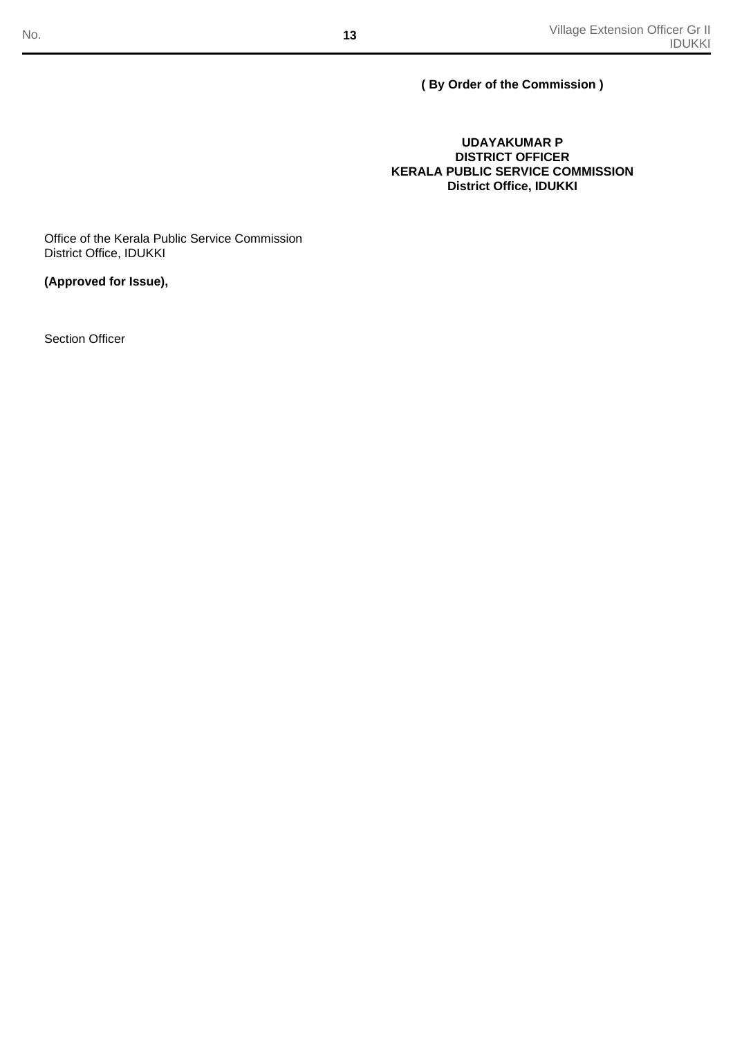**( By Order of the Commission )**

**UDAYAKUMAR P**
**DISTRICT OFFICER**
**KERALA PUBLIC SERVICE COMMISSION**
**District Office, IDUKKI**

Office of the Kerala Public Service Commission
District Office, IDUKKI

**(Approved for Issue),**

Section Officer